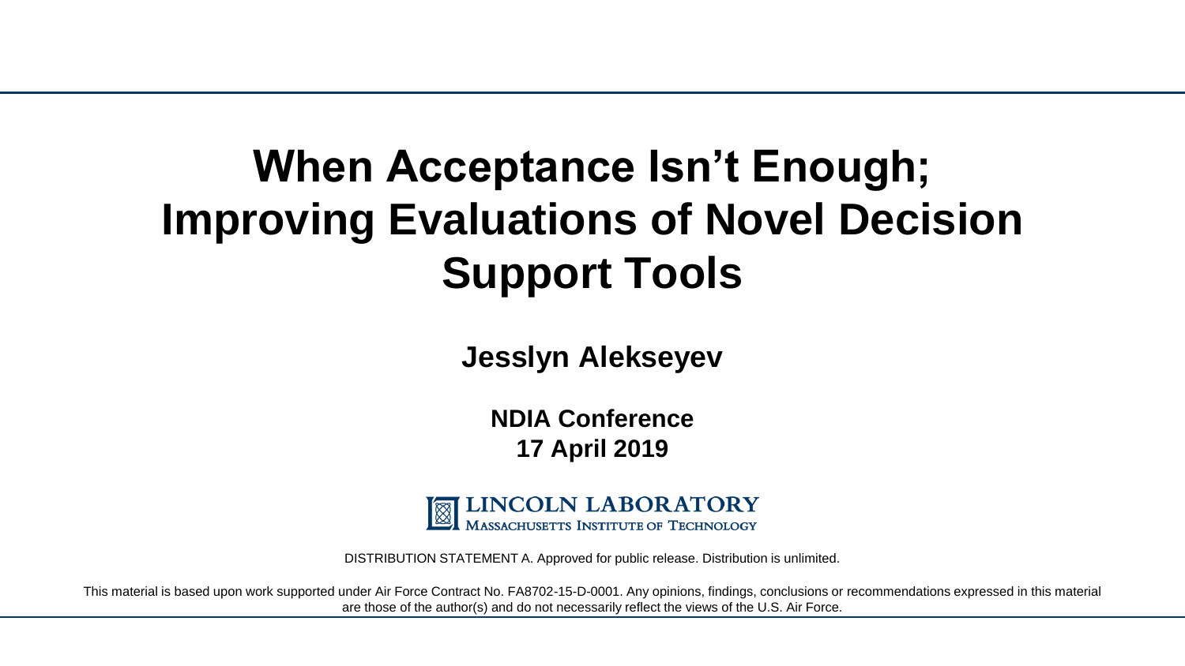# When Acceptance Isn't Enough; Improving Evaluations of Novel Decision Support Tools

**Jesslyn Alekseyev**

**NDIA Conference**
**17 April 2019**

LINCOLN LABORATORY
MASSACHUSETTS INSTITUTE OF TECHNOLOGY

DISTRIBUTION STATEMENT A. Approved for public release. Distribution is unlimited.

This material is based upon work supported under Air Force Contract No. FA8702-15-D-0001. Any opinions, findings, conclusions or recommendations expressed in this material are those of the author(s) and do not necessarily reflect the views of the U.S. Air Force.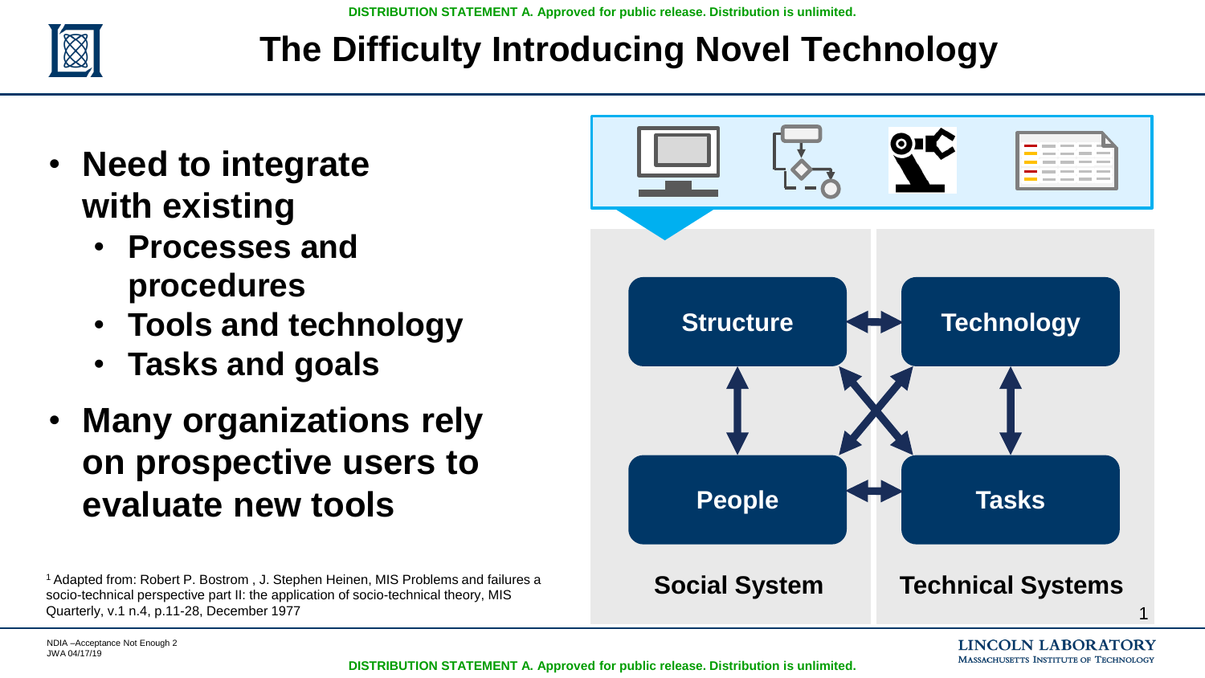# The Difficulty Introducing Novel Technology

- **Need to integrate with existing**
  - **Processes and procedures**
  - **Tools and technology**
  - **Tasks and goals**
- **Many organizations rely on prospective users to evaluate new tools**

Structure | Technology | People | Tasks

Social System | Technical Systems[1]

[1] Adapted from: Robert P. Bostrom , J. Stephen Heinen, MIS Problems and failures a socio-technical perspective part II: the application of socio-technical theory, MIS Quarterly, v.1 n.4, p.11-28, December 1977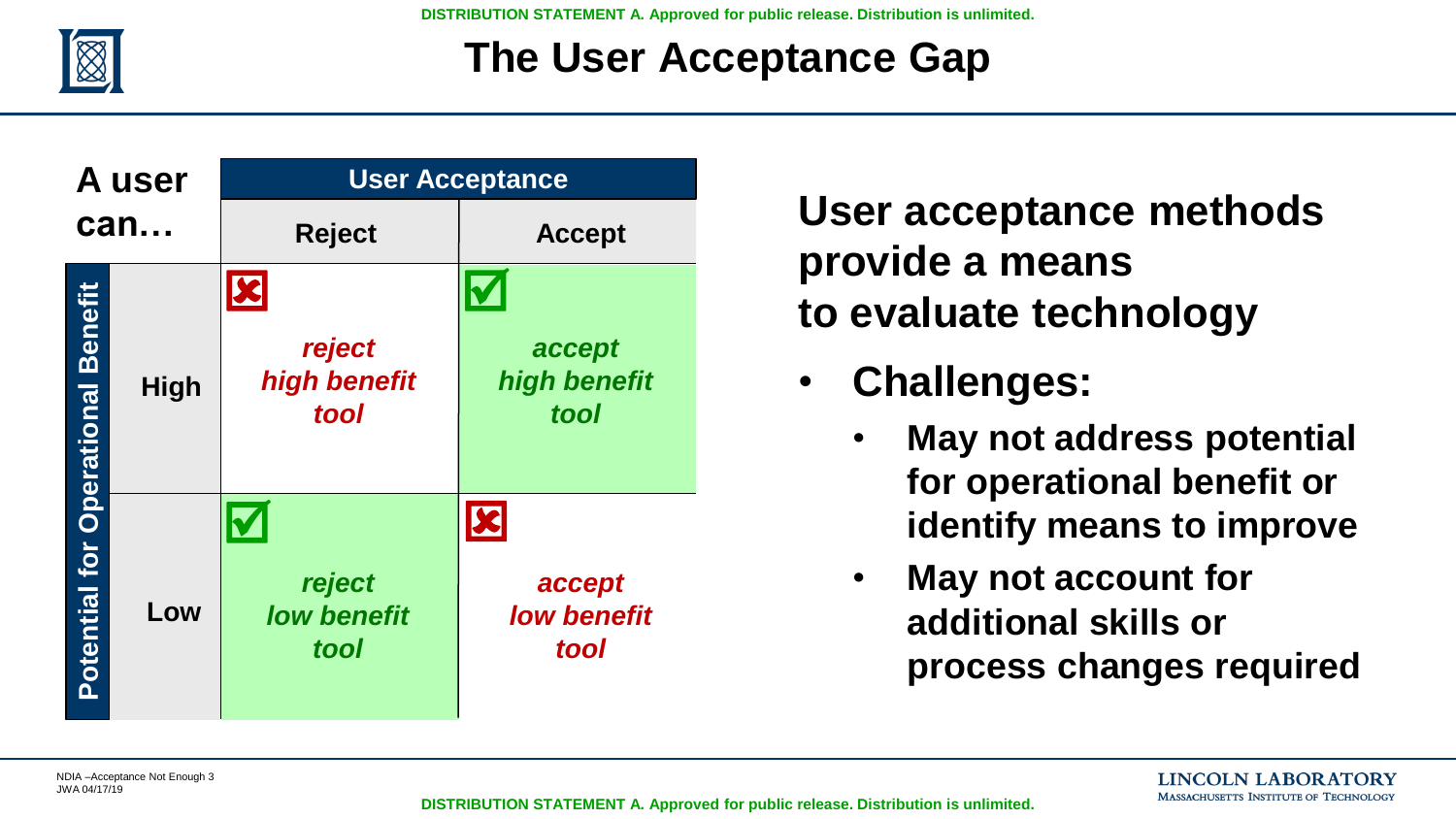# The User Acceptance Gap

| A user can… | User Acceptance: Reject | User Acceptance: Accept |
|---|---|---|
| **Potential for Operational Benefit: High** | ☒ *reject high benefit tool* | ☑ *accept high benefit tool* |
| **Potential for Operational Benefit: Low** | ☑ *reject low benefit tool* | ☒ *accept low benefit tool* |

**User acceptance methods provide a means to evaluate technology**

- **Challenges:**
  - **May not address potential for operational benefit or identify means to improve**
  - **May not account for additional skills or process changes required**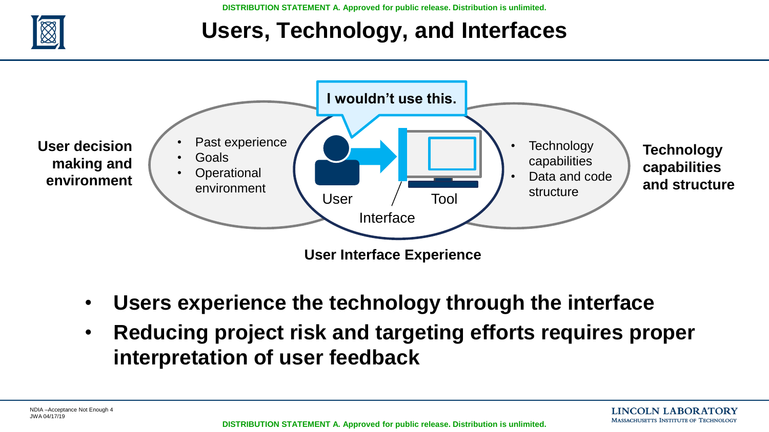# Users, Technology, and Interfaces

**I wouldn't use this.**

**User decision making and environment**

- Past experience
- Goals
- Operational environment

User / Tool

Interface

- Technology capabilities
- Data and code structure

**Technology capabilities and structure**

**User Interface Experience**

- **Users experience the technology through the interface**
- **Reducing project risk and targeting efforts requires proper interpretation of user feedback**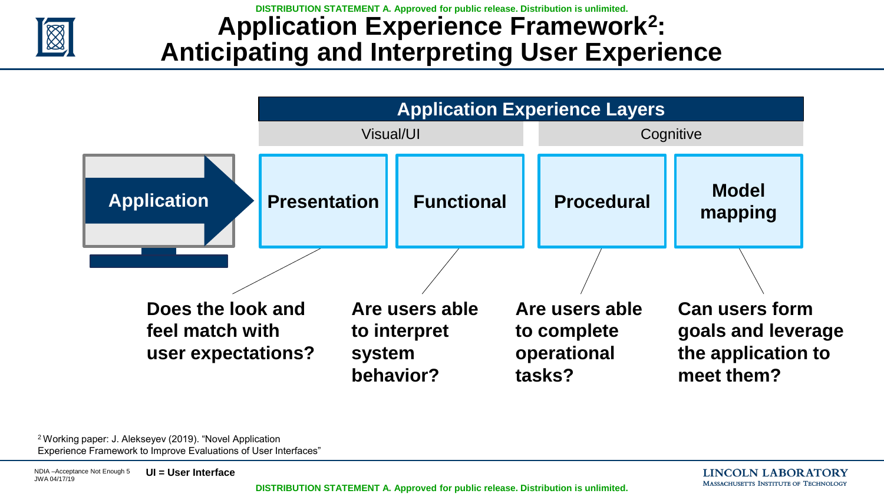# Application Experience Framework[2]: Anticipating and Interpreting User Experience

| | Application Experience Layers | | | |
|---|---|---|---|---|
| | Visual/UI | | Cognitive | |
| **Application** | **Presentation** | **Functional** | **Procedural** | **Model mapping** |
| | **Does the look and feel match with user expectations?** | **Are users able to interpret system behavior?** | **Are users able to complete operational tasks?** | **Can users form goals and leverage the application to meet them?** |

[2] Working paper: J. Alekseyev (2019). "Novel Application Experience Framework to Improve Evaluations of User Interfaces"

**UI = User Interface**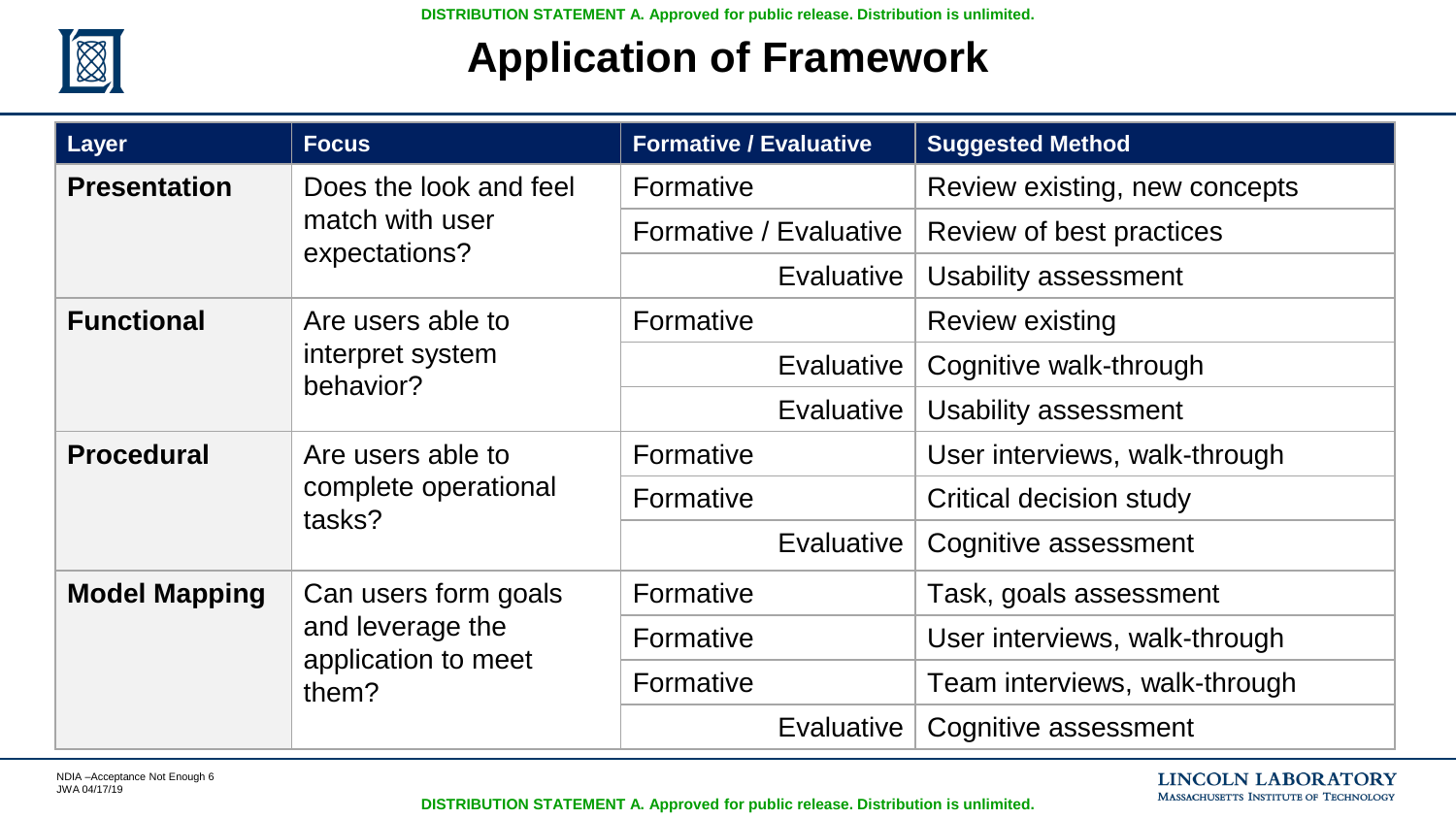# Application of Framework

| Layer | Focus | Formative / Evaluative | Suggested Method |
|---|---|---|---|
| **Presentation** | Does the look and feel match with user expectations? | Formative | Review existing, new concepts |
| | | Formative / Evaluative | Review of best practices |
| | | Evaluative | Usability assessment |
| **Functional** | Are users able to interpret system behavior? | Formative | Review existing |
| | | Evaluative | Cognitive walk-through |
| | | Evaluative | Usability assessment |
| **Procedural** | Are users able to complete operational tasks? | Formative | User interviews, walk-through |
| | | Formative | Critical decision study |
| | | Evaluative | Cognitive assessment |
| **Model Mapping** | Can users form goals and leverage the application to meet them? | Formative | Task, goals assessment |
| | | Formative | User interviews, walk-through |
| | | Formative | Team interviews, walk-through |
| | | Evaluative | Cognitive assessment |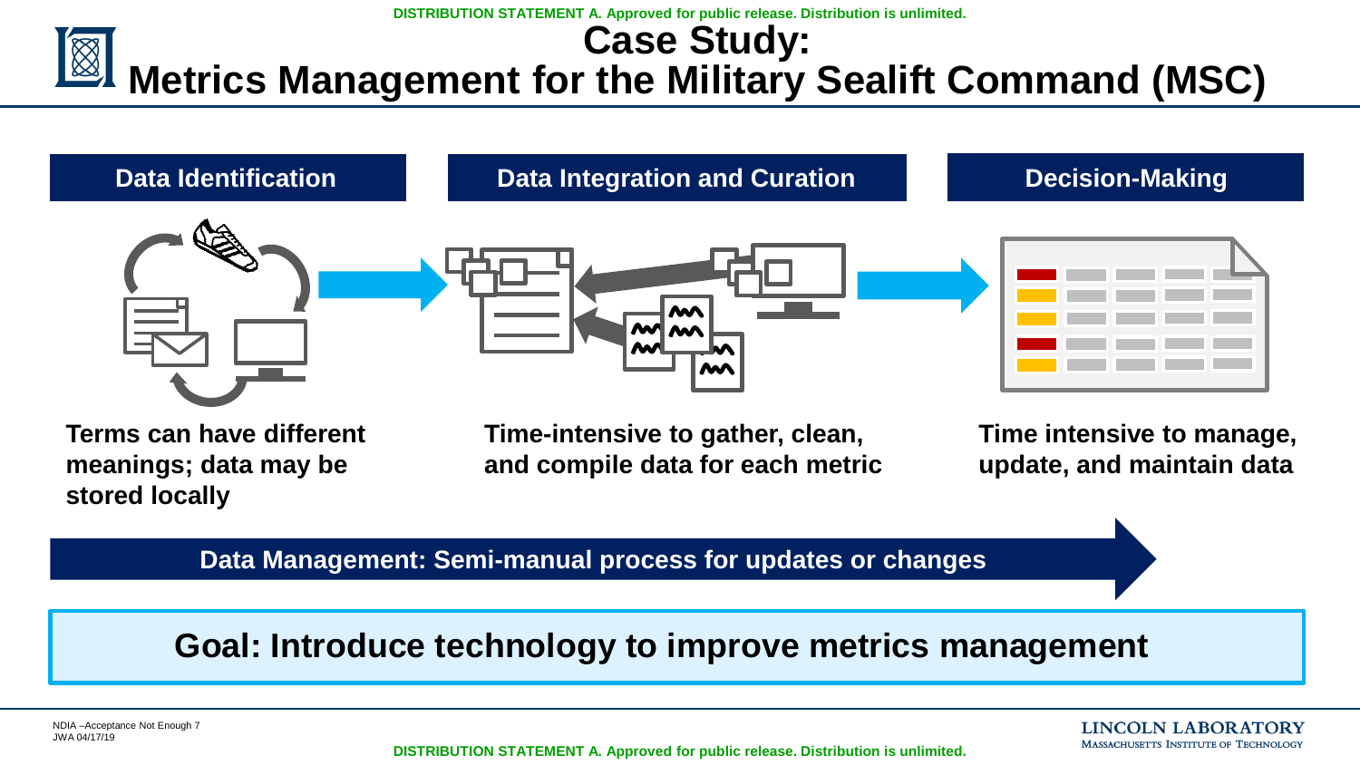# Case Study: Metrics Management for the Military Sealift Command (MSC)

**Data Identification**

Terms can have different meanings; data may be stored locally

**Data Integration and Curation**

Time-intensive to gather, clean, and compile data for each metric

**Decision-Making**

Time intensive to manage, update, and maintain data

**Data Management: Semi-manual process for updates or changes**

**Goal: Introduce technology to improve metrics management**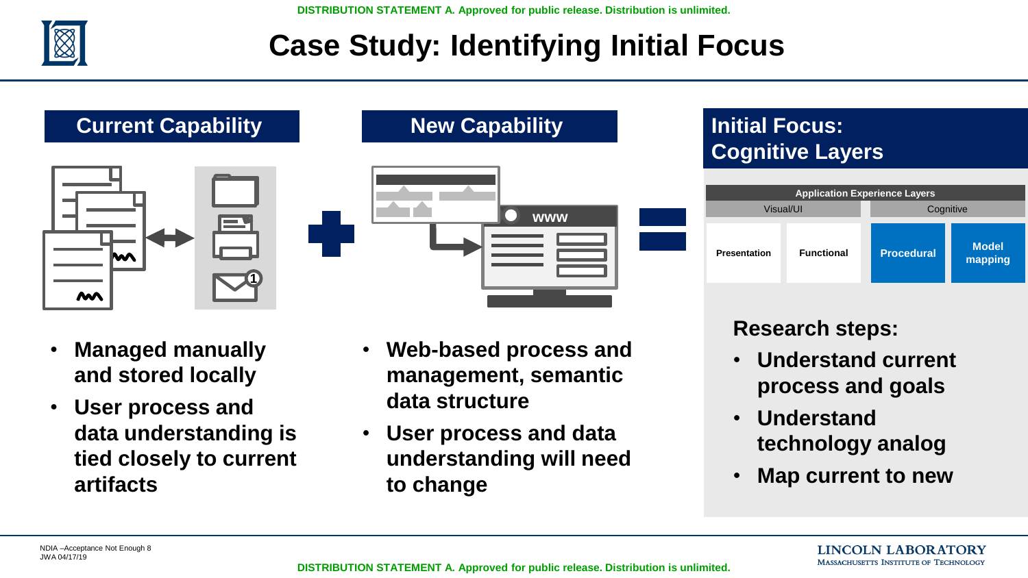# Case Study: Identifying Initial Focus

## Current Capability

- **Managed manually and stored locally**
- **User process and data understanding is tied closely to current artifacts**

## New Capability

- **Web-based process and management, semantic data structure**
- **User process and data understanding will need to change**

## Initial Focus: Cognitive Layers

| Application Experience Layers | | | |
|---|---|---|---|
| Visual/UI | | Cognitive | |
| Presentation | Functional | Procedural | Model mapping |

**Research steps:**

- **Understand current process and goals**
- **Understand technology analog**
- **Map current to new**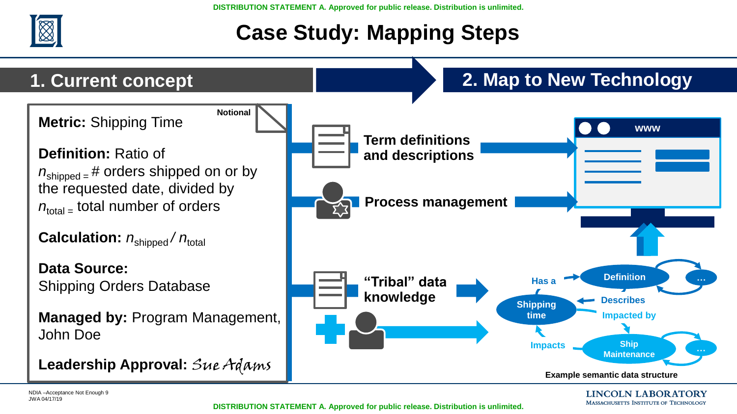# Case Study: Mapping Steps

## 1. Current concept

Notional

**Metric:** Shipping Time

**Definition:** Ratio of

$n_{shipped}$ = # orders shipped on or by the requested date, divided by

$n_{total}$ = total number of orders

**Calculation:** $n_{shipped} / n_{total}$

**Data Source:**
Shipping Orders Database

**Managed by:** Program Management, John Doe

**Leadership Approval:** *Sue Adams*

## 2. Map to New Technology

**Term definitions and descriptions**

**Process management**

**"Tribal" data knowledge**

www

Has a

Definition

…

Shipping time

Describes

Impacted by

Impacts

Ship Maintenance

…

**Example semantic data structure**

NDIA –Acceptance Not Enough 9
JWA 04/17/19

DISTRIBUTION STATEMENT A. Approved for public release. Distribution is unlimited.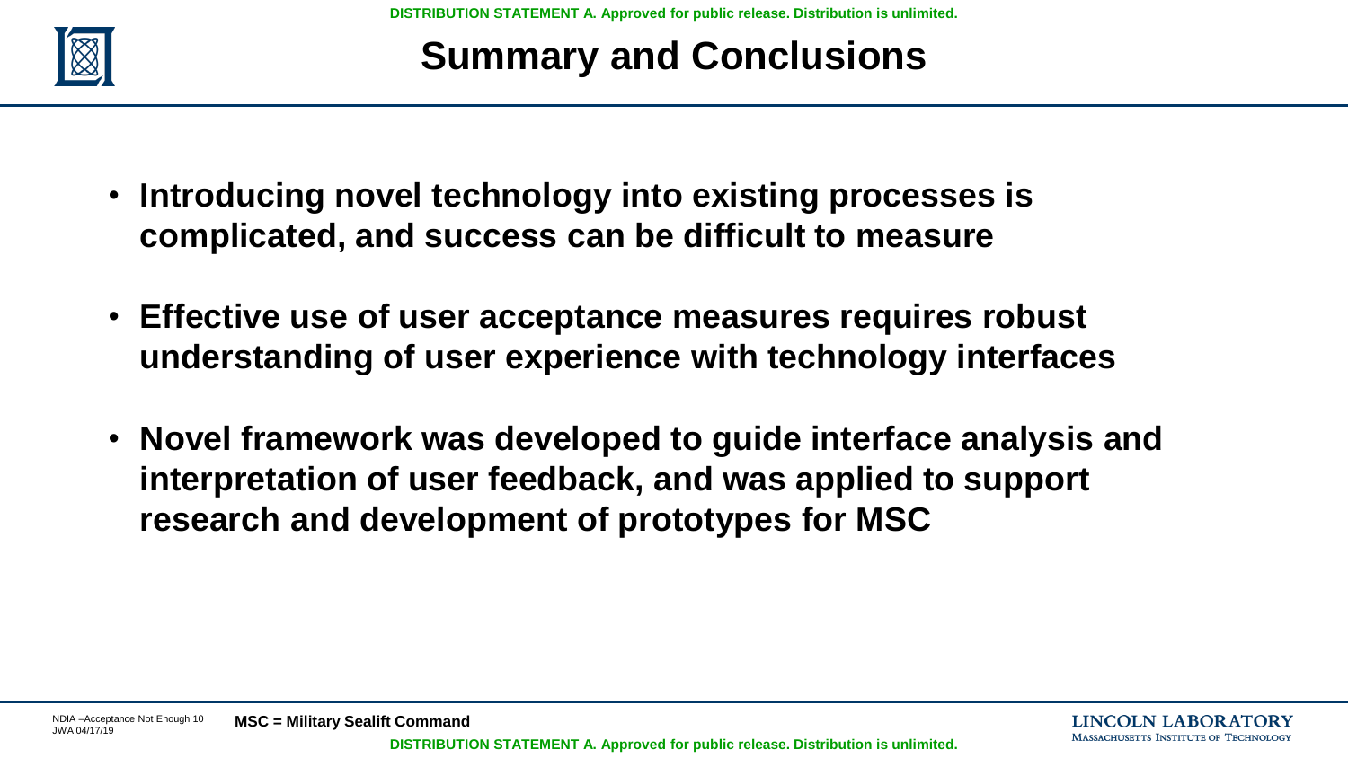# Summary and Conclusions

- **Introducing novel technology into existing processes is complicated, and success can be difficult to measure**
- **Effective use of user acceptance measures requires robust understanding of user experience with technology interfaces**
- **Novel framework was developed to guide interface analysis and interpretation of user feedback, and was applied to support research and development of prototypes for MSC**

**MSC = Military Sealift Command**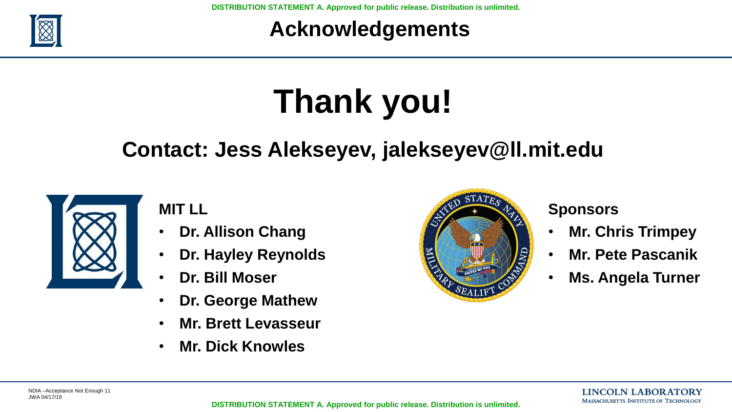# Acknowledgements

# Thank you!

## Contact: Jess Alekseyev, jalekseyev@ll.mit.edu

**MIT LL**

- **Dr. Allison Chang**
- **Dr. Hayley Reynolds**
- **Dr. Bill Moser**
- **Dr. George Mathew**
- **Mr. Brett Levasseur**
- **Mr. Dick Knowles**

**Sponsors**

- **Mr. Chris Trimpey**
- **Mr. Pete Pascanik**
- **Ms. Angela Turner**